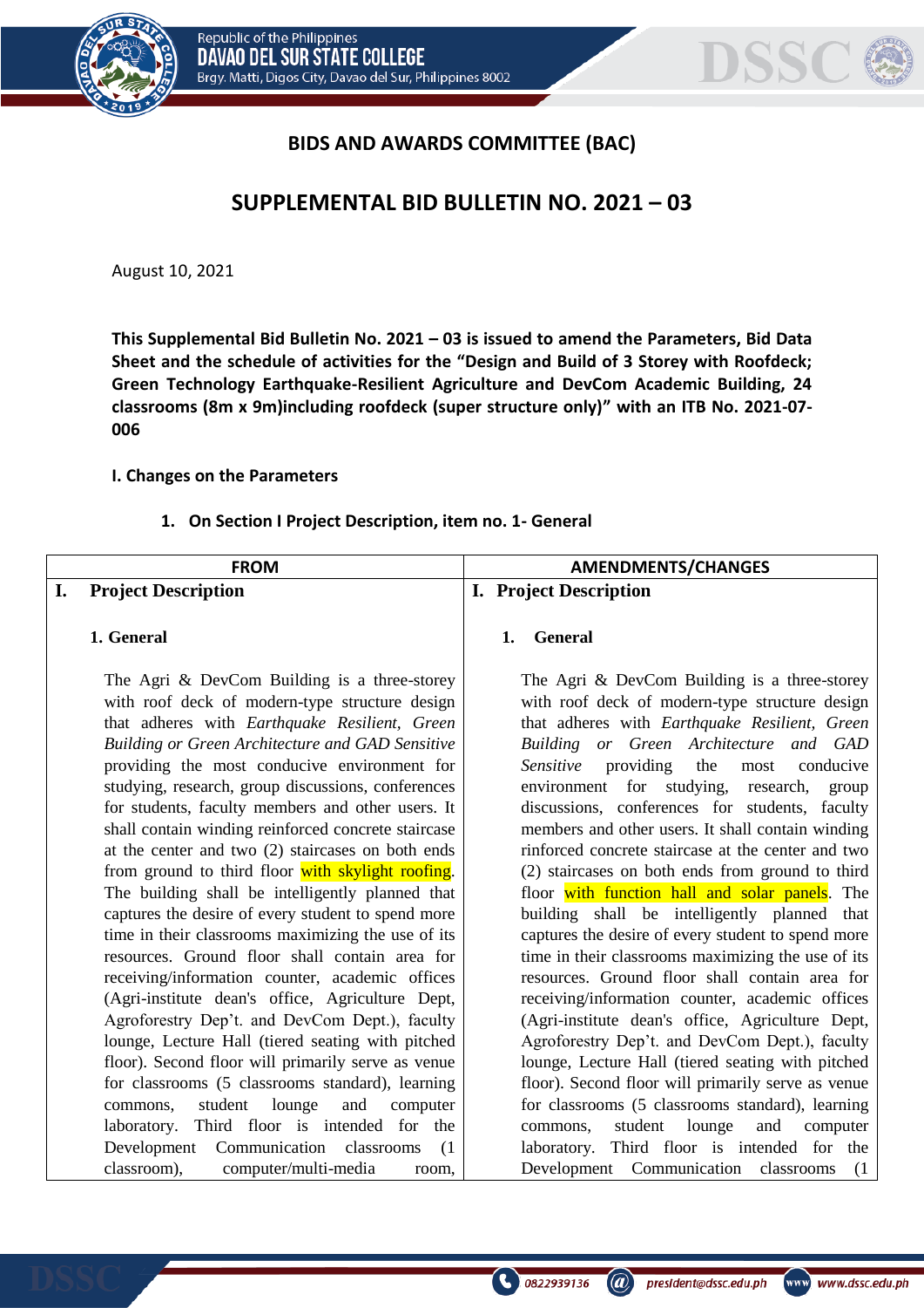## BIDS AND AWARDS COMMITTEE (BAC)

# SUPPLEMENTAL BID BULLETIN NO. 2021 – 03

August 10, 2021

**This Supplemental Bid Bulletin No. 2021 – 03 is issued to amend the Parameters, Bid Data Sheet and the schedule of activities for the "Design and Build of 3 Storey with Roofdeck; Green Technology Earthquake-Resilient Agriculture and DevCom Academic Building, 24 classrooms (8m x 9m)including roofdeck (super structure only)" with an ITB No. 2021-07-006**

**I. Changes on the Parameters**

**1. On Section I Project Description, item no. 1- General**

| FROM | AMENDMENTS/CHANGES |
|---|---|
| **I. Project Description**<br><br>**1. General**<br><br>The Agri & DevCom Building is a three-storey with roof deck of modern-type structure design that adheres with *Earthquake Resilient, Green Building or Green Architecture and GAD Sensitive* providing the most conducive environment for studying, research, group discussions, conferences for students, faculty members and other users. It shall contain winding reinforced concrete staircase at the center and two (2) staircases on both ends from ground to third floor with skylight roofing. The building shall be intelligently planned that captures the desire of every student to spend more time in their classrooms maximizing the use of its resources. Ground floor shall contain area for receiving/information counter, academic offices (Agri-institute dean's office, Agriculture Dept, Agroforestry Dep't. and DevCom Dept.), faculty lounge, Lecture Hall (tiered seating with pitched floor). Second floor will primarily serve as venue for classrooms (5 classrooms standard), learning commons, student lounge and computer laboratory. Third floor is intended for the Development Communication classrooms (1 classroom), computer/multi-media room, | **I. Project Description**<br><br>**1. General**<br><br>The Agri & DevCom Building is a three-storey with roof deck of modern-type structure design that adheres with *Earthquake Resilient, Green Building or Green Architecture and GAD Sensitive* providing the most conducive environment for studying, research, group discussions, conferences for students, faculty members and other users. It shall contain winding rinforced concrete staircase at the center and two (2) staircases on both ends from ground to third floor with function hall and solar panels. The building shall be intelligently planned that captures the desire of every student to spend more time in their classrooms maximizing the use of its resources. Ground floor shall contain area for receiving/information counter, academic offices (Agri-institute dean's office, Agriculture Dept, Agroforestry Dep't. and DevCom Dept.), faculty lounge, Lecture Hall (tiered seating with pitched floor). Second floor will primarily serve as venue for classrooms (5 classrooms standard), learning commons, student lounge and computer laboratory. Third floor is intended for the Development Communication classrooms (1 |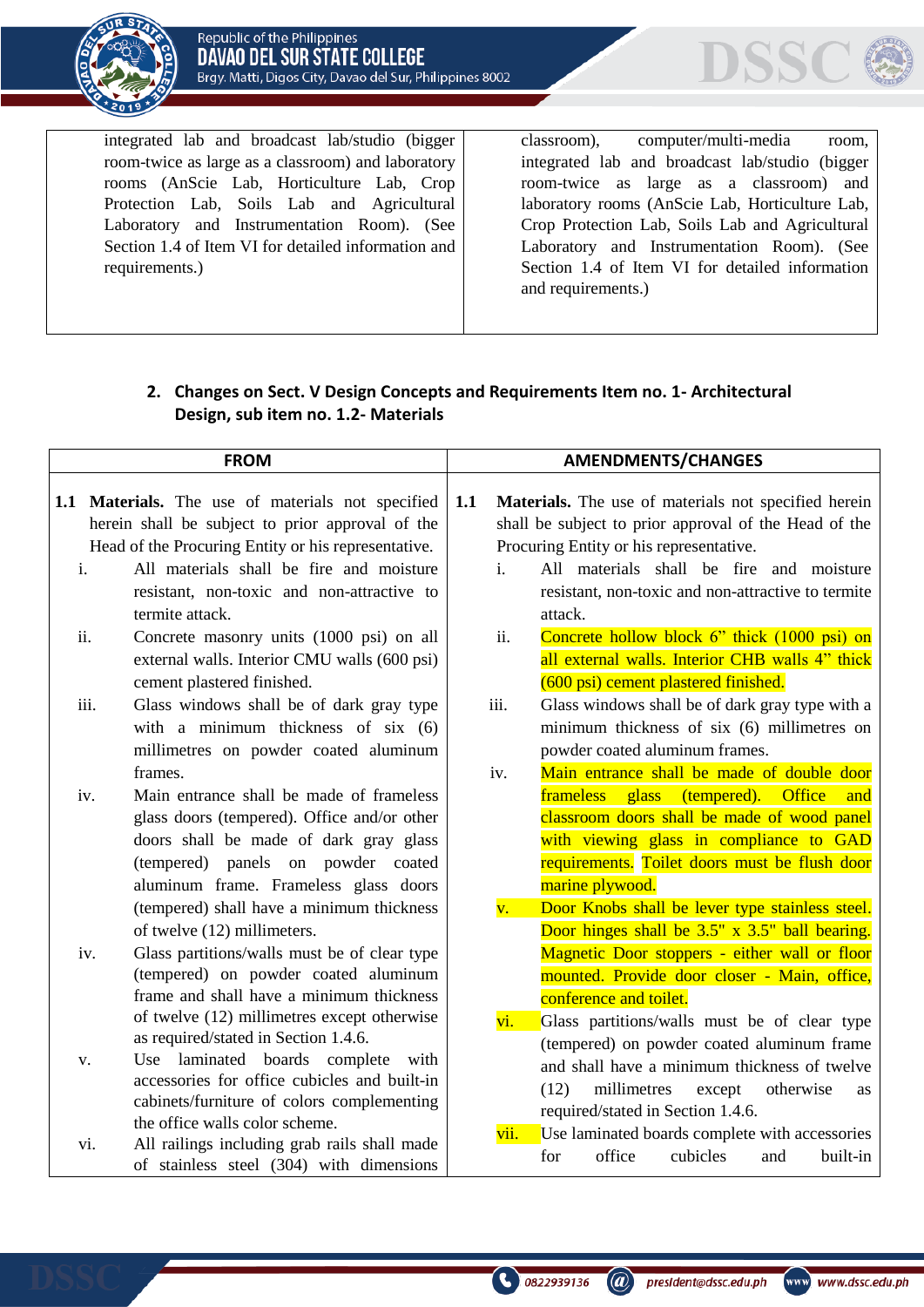| | |
|---|---|
| integrated lab and broadcast lab/studio (bigger room-twice as large as a classroom) and laboratory rooms (AnScie Lab, Horticulture Lab, Crop Protection Lab, Soils Lab and Agricultural Laboratory and Instrumentation Room). (See Section 1.4 of Item VI for detailed information and requirements.) | classroom), computer/multi-media room, integrated lab and broadcast lab/studio (bigger room-twice as large as a classroom) and laboratory rooms (AnScie Lab, Horticulture Lab, Crop Protection Lab, Soils Lab and Agricultural Laboratory and Instrumentation Room). (See Section 1.4 of Item VI for detailed information and requirements.) |

**2. Changes on Sect. V Design Concepts and Requirements Item no. 1- Architectural Design, sub item no. 1.2- Materials**

| FROM | AMENDMENTS/CHANGES |
|---|---|
| **1.1 Materials.** The use of materials not specified herein shall be subject to prior approval of the Head of the Procuring Entity or his representative.<br>i. All materials shall be fire and moisture resistant, non-toxic and non-attractive to termite attack.<br>ii. Concrete masonry units (1000 psi) on all external walls. Interior CMU walls (600 psi) cement plastered finished.<br>iii. Glass windows shall be of dark gray type with a minimum thickness of six (6) millimetres on powder coated aluminum frames.<br>iv. Main entrance shall be made of frameless glass doors (tempered). Office and/or other doors shall be made of dark gray glass (tempered) panels on powder coated aluminum frame. Frameless glass doors (tempered) shall have a minimum thickness of twelve (12) millimeters.<br>iv. Glass partitions/walls must be of clear type (tempered) on powder coated aluminum frame and shall have a minimum thickness of twelve (12) millimetres except otherwise as required/stated in Section 1.4.6.<br>v. Use laminated boards complete with accessories for office cubicles and built-in cabinets/furniture of colors complementing the office walls color scheme.<br>vi. All railings including grab rails shall made of stainless steel (304) with dimensions | **1.1 Materials.** The use of materials not specified herein shall be subject to prior approval of the Head of the Procuring Entity or his representative.<br>i. All materials shall be fire and moisture resistant, non-toxic and non-attractive to termite attack.<br>ii. Concrete hollow block 6" thick (1000 psi) on all external walls. Interior CHB walls 4" thick (600 psi) cement plastered finished.<br>iii. Glass windows shall be of dark gray type with a minimum thickness of six (6) millimetres on powder coated aluminum frames.<br>iv. Main entrance shall be made of double door frameless glass (tempered). Office and classroom doors shall be made of wood panel with viewing glass in compliance to GAD requirements. Toilet doors must be flush door marine plywood.<br>v. Door Knobs shall be lever type stainless steel. Door hinges shall be 3.5" x 3.5" ball bearing. Magnetic Door stoppers - either wall or floor mounted. Provide door closer - Main, office, conference and toilet.<br>vi. Glass partitions/walls must be of clear type (tempered) on powder coated aluminum frame and shall have a minimum thickness of twelve (12) millimetres except otherwise as required/stated in Section 1.4.6.<br>vii. Use laminated boards complete with accessories for office cubicles and built-in |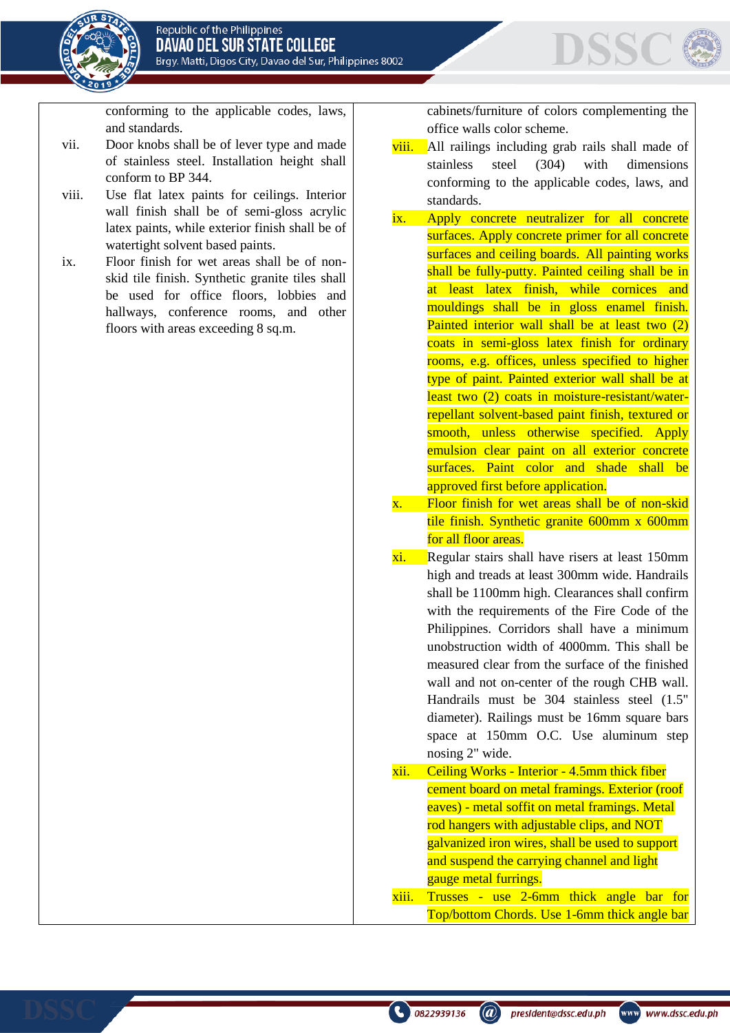| | |
|---|---|
| conforming to the applicable codes, laws, and standards.<br>vii. Door knobs shall be of lever type and made of stainless steel. Installation height shall conform to BP 344.<br>viii. Use flat latex paints for ceilings. Interior wall finish shall be of semi-gloss acrylic latex paints, while exterior finish shall be of watertight solvent based paints.<br>ix. Floor finish for wet areas shall be of non-skid tile finish. Synthetic granite tiles shall be used for office floors, lobbies and hallways, conference rooms, and other floors with areas exceeding 8 sq.m. | cabinets/furniture of colors complementing the office walls color scheme.<br>viii. All railings including grab rails shall made of stainless steel (304) with dimensions conforming to the applicable codes, laws, and standards.<br>ix. Apply concrete neutralizer for all concrete surfaces. Apply concrete primer for all concrete surfaces and ceiling boards. All painting works shall be fully-putty. Painted ceiling shall be in at least latex finish, while cornices and mouldings shall be in gloss enamel finish. Painted interior wall shall be at least two (2) coats in semi-gloss latex finish for ordinary rooms, e.g. offices, unless specified to higher type of paint. Painted exterior wall shall be at least two (2) coats in moisture-resistant/water-repellant solvent-based paint finish, textured or smooth, unless otherwise specified. Apply emulsion clear paint on all exterior concrete surfaces. Paint color and shade shall be approved first before application.<br>x. Floor finish for wet areas shall be of non-skid tile finish. Synthetic granite 600mm x 600mm for all floor areas.<br>xi. Regular stairs shall have risers at least 150mm high and treads at least 300mm wide. Handrails shall be 1100mm high. Clearances shall confirm with the requirements of the Fire Code of the Philippines. Corridors shall have a minimum unobstruction width of 4000mm. This shall be measured clear from the surface of the finished wall and not on-center of the rough CHB wall. Handrails must be 304 stainless steel (1.5" diameter). Railings must be 16mm square bars space at 150mm O.C. Use aluminum step nosing 2" wide.<br>xii. Ceiling Works - Interior - 4.5mm thick fiber cement board on metal framings. Exterior (roof eaves) - metal soffit on metal framings. Metal rod hangers with adjustable clips, and NOT galvanized iron wires, shall be used to support and suspend the carrying channel and light gauge metal furrings.<br>xiii. Trusses - use 2-6mm thick angle bar for Top/bottom Chords. Use 1-6mm thick angle bar |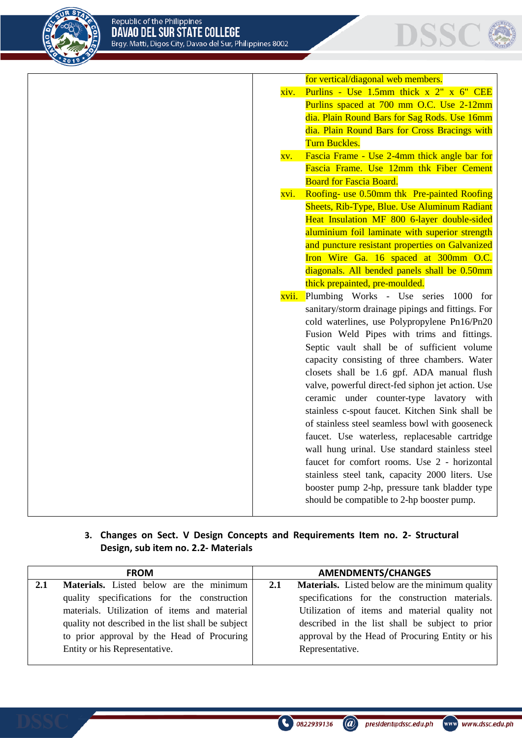| | |
|---|---|
| | for vertical/diagonal web members.<br>xiv. Purlins - Use 1.5mm thick x 2" x 6" CEE Purlins spaced at 700 mm O.C. Use 2-12mm dia. Plain Round Bars for Sag Rods. Use 16mm dia. Plain Round Bars for Cross Bracings with Turn Buckles.<br>xv. Fascia Frame - Use 2-4mm thick angle bar for Fascia Frame. Use 12mm thk Fiber Cement Board for Fascia Board.<br>xvi. Roofing- use 0.50mm thk Pre-painted Roofing Sheets, Rib-Type, Blue. Use Aluminum Radiant Heat Insulation MF 800 6-layer double-sided aluminium foil laminate with superior strength and puncture resistant properties on Galvanized Iron Wire Ga. 16 spaced at 300mm O.C. diagonals. All bended panels shall be 0.50mm thick prepainted, pre-moulded.<br>xvii. Plumbing Works - Use series 1000 for sanitary/storm drainage pipings and fittings. For cold waterlines, use Polypropylene Pn16/Pn20 Fusion Weld Pipes with trims and fittings. Septic vault shall be of sufficient volume capacity consisting of three chambers. Water closets shall be 1.6 gpf. ADA manual flush valve, powerful direct-fed siphon jet action. Use ceramic under counter-type lavatory with stainless c-spout faucet. Kitchen Sink shall be of stainless steel seamless bowl with gooseneck faucet. Use waterless, replacesable cartridge wall hung urinal. Use standard stainless steel faucet for comfort rooms. Use 2 - horizontal stainless steel tank, capacity 2000 liters. Use booster pump 2-hp, pressure tank bladder type should be compatible to 2-hp booster pump. |

**3. Changes on Sect. V Design Concepts and Requirements Item no. 2- Structural Design, sub item no. 2.2- Materials**

| FROM | AMENDMENTS/CHANGES |
|---|---|
| **2.1 Materials.** Listed below are the minimum quality specifications for the construction materials. Utilization of items and material quality not described in the list shall be subject to prior approval by the Head of Procuring Entity or his Representative. | **2.1 Materials.** Listed below are the minimum quality specifications for the construction materials. Utilization of items and material quality not described in the list shall be subject to prior approval by the Head of Procuring Entity or his Representative. |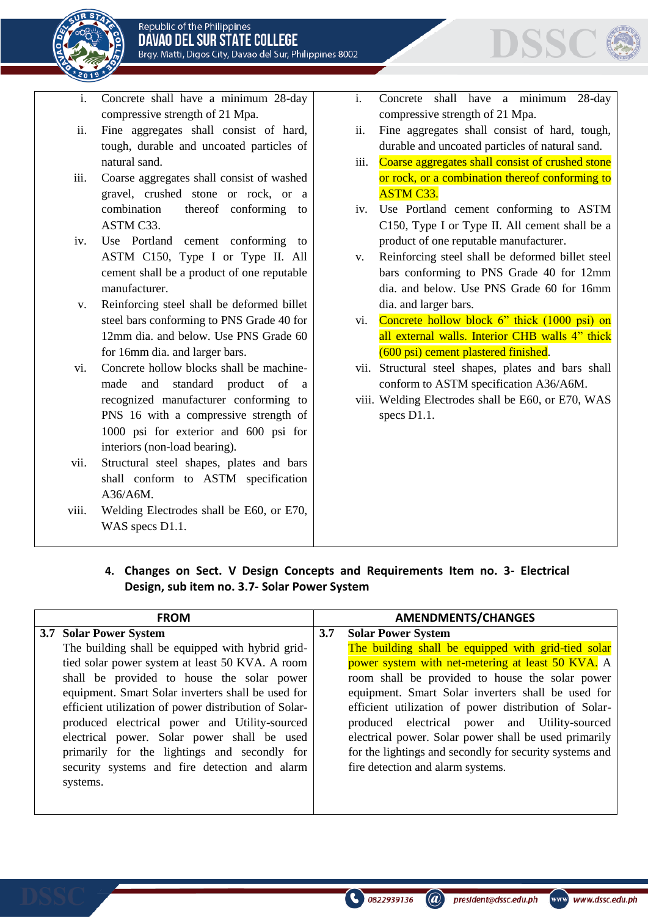| | |
|---|---|
| i. Concrete shall have a minimum 28-day compressive strength of 21 Mpa.<br>ii. Fine aggregates shall consist of hard, tough, durable and uncoated particles of natural sand.<br>iii. Coarse aggregates shall consist of washed gravel, crushed stone or rock, or a combination thereof conforming to ASTM C33.<br>iv. Use Portland cement conforming to ASTM C150, Type I or Type II. All cement shall be a product of one reputable manufacturer.<br>v. Reinforcing steel shall be deformed billet steel bars conforming to PNS Grade 40 for 12mm dia. and below. Use PNS Grade 60 for 16mm dia. and larger bars.<br>vi. Concrete hollow blocks shall be machine-made and standard product of a recognized manufacturer conforming to PNS 16 with a compressive strength of 1000 psi for exterior and 600 psi for interiors (non-load bearing).<br>vii. Structural steel shapes, plates and bars shall conform to ASTM specification A36/A6M.<br>viii. Welding Electrodes shall be E60, or E70, WAS specs D1.1. | i. Concrete shall have a minimum 28-day compressive strength of 21 Mpa.<br>ii. Fine aggregates shall consist of hard, tough, durable and uncoated particles of natural sand.<br>iii. Coarse aggregates shall consist of crushed stone or rock, or a combination thereof conforming to ASTM C33.<br>iv. Use Portland cement conforming to ASTM C150, Type I or Type II. All cement shall be a product of one reputable manufacturer.<br>v. Reinforcing steel shall be deformed billet steel bars conforming to PNS Grade 40 for 12mm dia. and below. Use PNS Grade 60 for 16mm dia. and larger bars.<br>vi. Concrete hollow block 6" thick (1000 psi) on all external walls. Interior CHB walls 4" thick (600 psi) cement plastered finished.<br>vii. Structural steel shapes, plates and bars shall conform to ASTM specification A36/A6M.<br>viii. Welding Electrodes shall be E60, or E70, WAS specs D1.1. |

**4. Changes on Sect. V Design Concepts and Requirements Item no. 3- Electrical Design, sub item no. 3.7- Solar Power System**

| FROM | AMENDMENTS/CHANGES |
|---|---|
| **3.7 Solar Power System**<br>The building shall be equipped with hybrid grid-tied solar power system at least 50 KVA. A room shall be provided to house the solar power equipment. Smart Solar inverters shall be used for efficient utilization of power distribution of Solar-produced electrical power and Utility-sourced electrical power. Solar power shall be used primarily for the lightings and secondly for security systems and fire detection and alarm systems. | **3.7 Solar Power System**<br>The building shall be equipped with grid-tied solar power system with net-metering at least 50 KVA. A room shall be provided to house the solar power equipment. Smart Solar inverters shall be used for efficient utilization of power distribution of Solar-produced electrical power and Utility-sourced electrical power. Solar power shall be used primarily for the lightings and secondly for security systems and fire detection and alarm systems. |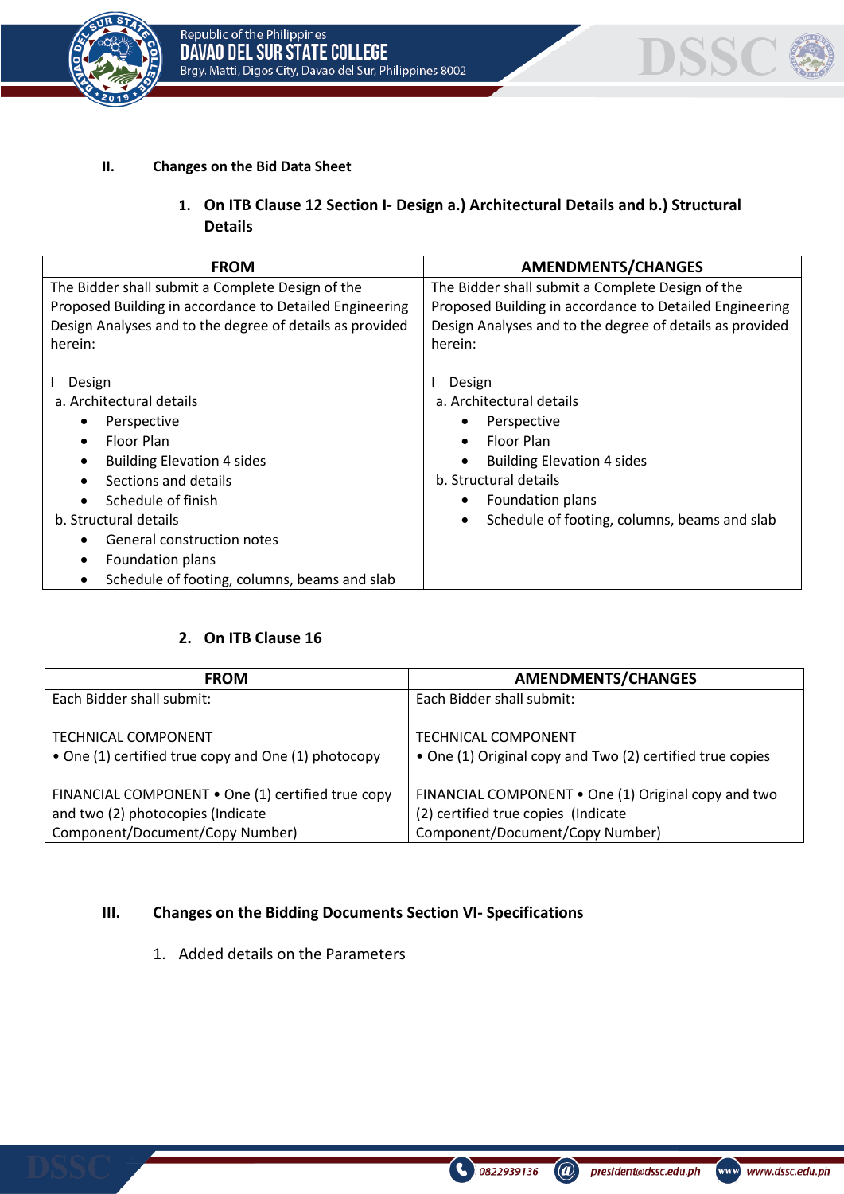## II. Changes on the Bid Data Sheet

### 1. On ITB Clause 12 Section I- Design a.) Architectural Details and b.) Structural Details

| FROM | AMENDMENTS/CHANGES |
|---|---|
| The Bidder shall submit a Complete Design of the Proposed Building in accordance to Detailed Engineering Design Analyses and to the degree of details as provided herein:<br><br>I Design<br>a. Architectural details<br>• Perspective<br>• Floor Plan<br>• Building Elevation 4 sides<br>• Sections and details<br>• Schedule of finish<br>b. Structural details<br>• General construction notes<br>• Foundation plans<br>• Schedule of footing, columns, beams and slab | The Bidder shall submit a Complete Design of the Proposed Building in accordance to Detailed Engineering Design Analyses and to the degree of details as provided herein:<br><br>I Design<br>a. Architectural details<br>• Perspective<br>• Floor Plan<br>• Building Elevation 4 sides<br>b. Structural details<br>• Foundation plans<br>• Schedule of footing, columns, beams and slab |

### 2. On ITB Clause 16

| FROM | AMENDMENTS/CHANGES |
|---|---|
| Each Bidder shall submit:<br><br>TECHNICAL COMPONENT<br>• One (1) certified true copy and One (1) photocopy<br><br>FINANCIAL COMPONENT • One (1) certified true copy and two (2) photocopies (Indicate Component/Document/Copy Number) | Each Bidder shall submit:<br><br>TECHNICAL COMPONENT<br>• One (1) Original copy and Two (2) certified true copies<br><br>FINANCIAL COMPONENT • One (1) Original copy and two (2) certified true copies (Indicate Component/Document/Copy Number) |

## III. Changes on the Bidding Documents Section VI- Specifications

1. Added details on the Parameters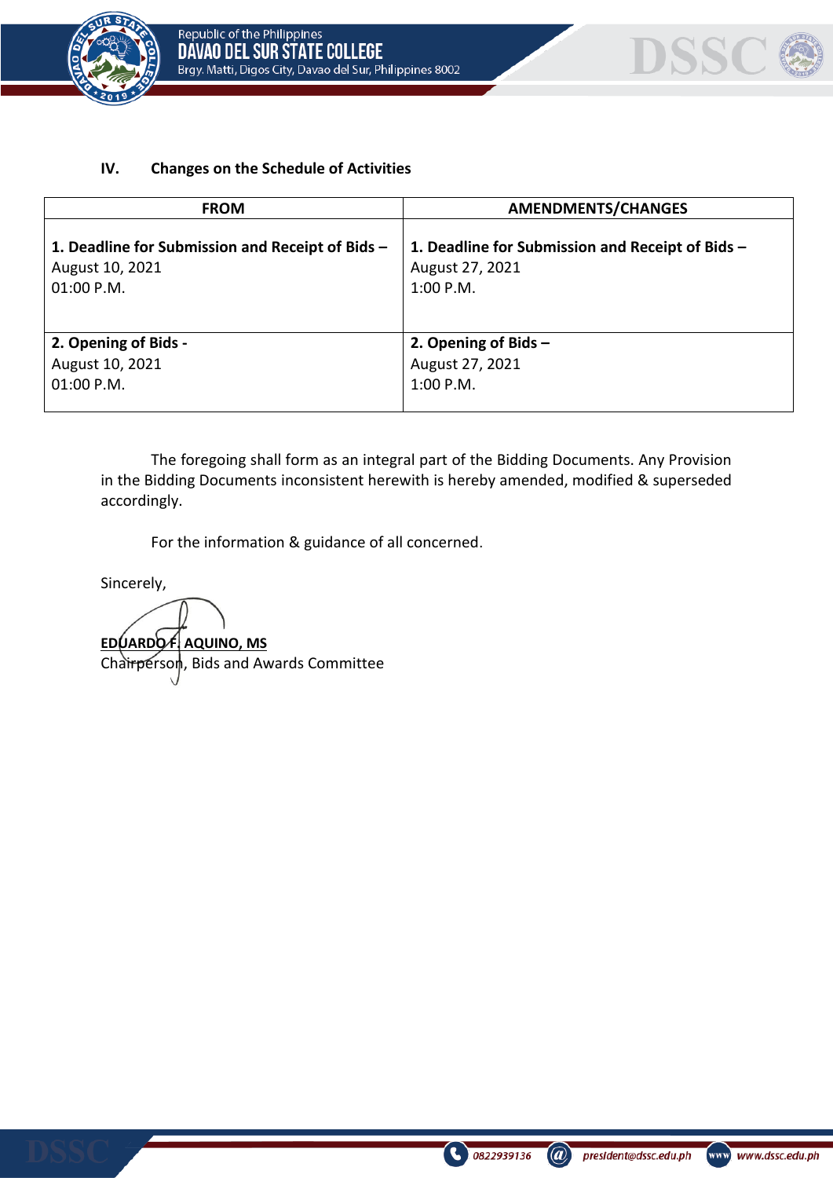## IV. Changes on the Schedule of Activities

| FROM | AMENDMENTS/CHANGES |
|---|---|
| **1. Deadline for Submission and Receipt of Bids –** August 10, 2021 01:00 P.M. | **1. Deadline for Submission and Receipt of Bids –** August 27, 2021 1:00 P.M. |
| **2. Opening of Bids -** August 10, 2021 01:00 P.M. | **2. Opening of Bids –** August 27, 2021 1:00 P.M. |

The foregoing shall form as an integral part of the Bidding Documents. Any Provision in the Bidding Documents inconsistent herewith is hereby amended, modified & superseded accordingly.

For the information & guidance of all concerned.

Sincerely,

**EDUARDO F. AQUINO, MS**
Chairperson, Bids and Awards Committee